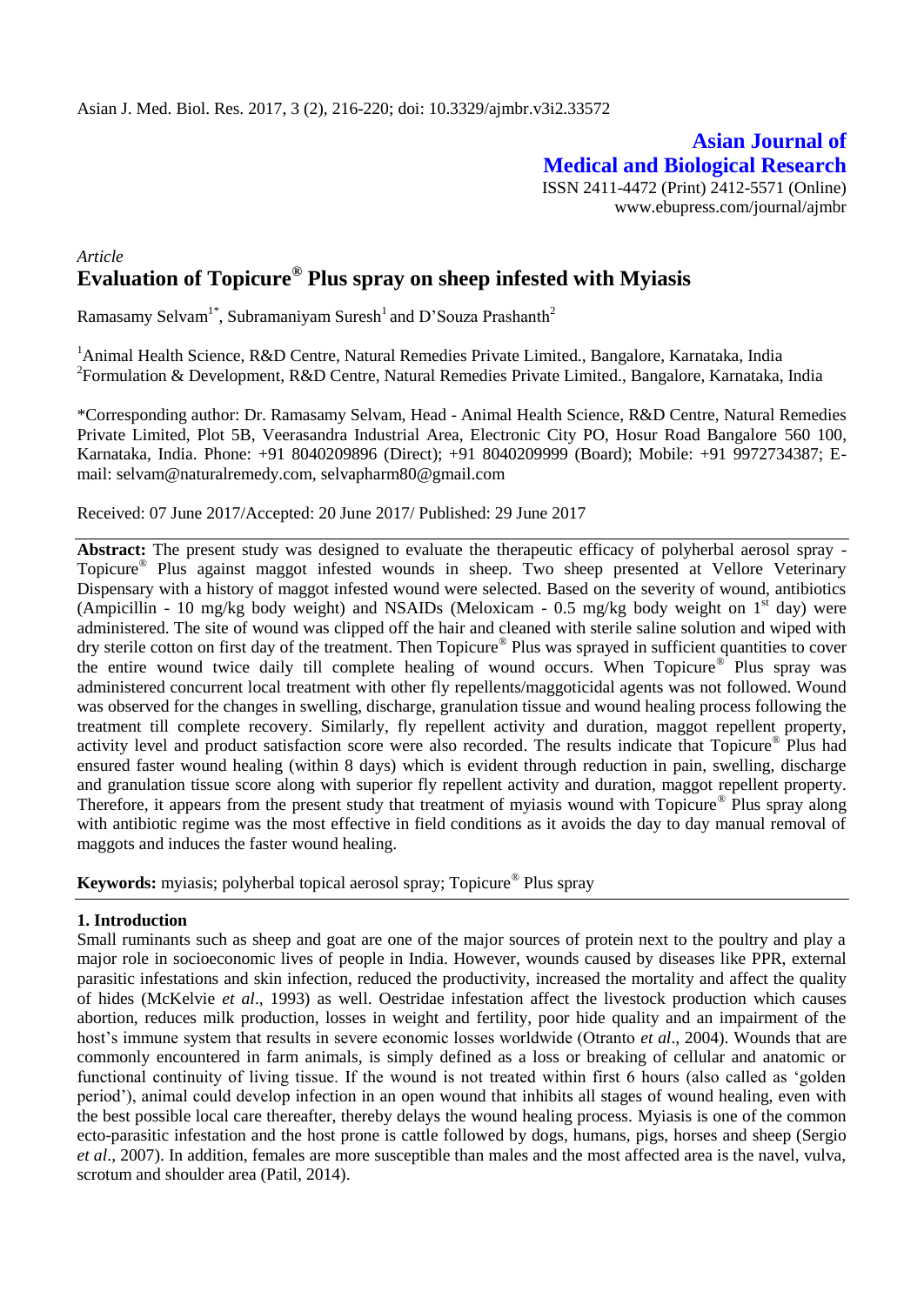*Article*

# Evaluation of Topicure® Plus spray on sheep infested with Myiasis

Ramasamy Selvam[1*], Subramaniyam Suresh[1] and D'Souza Prashanth[2]

[1]Animal Health Science, R&D Centre, Natural Remedies Private Limited., Bangalore, Karnataka, India
[2]Formulation & Development, R&D Centre, Natural Remedies Private Limited., Bangalore, Karnataka, India

*Corresponding author: Dr. Ramasamy Selvam, Head - Animal Health Science, R&D Centre, Natural Remedies Private Limited, Plot 5B, Veerasandra Industrial Area, Electronic City PO, Hosur Road Bangalore 560 100, Karnataka, India. Phone: +91 8040209896 (Direct); +91 8040209999 (Board); Mobile: +91 9972734387; E-mail: selvam@naturalremedy.com, selvapharm80@gmail.com

Received: 07 June 2017/Accepted: 20 June 2017/ Published: 29 June 2017

**Abstract:** The present study was designed to evaluate the therapeutic efficacy of polyherbal aerosol spray - Topicure® Plus against maggot infested wounds in sheep. Two sheep presented at Vellore Veterinary Dispensary with a history of maggot infested wound were selected. Based on the severity of wound, antibiotics (Ampicillin - 10 mg/kg body weight) and NSAIDs (Meloxicam - 0.5 mg/kg body weight on 1st day) were administered. The site of wound was clipped off the hair and cleaned with sterile saline solution and wiped with dry sterile cotton on first day of the treatment. Then Topicure® Plus was sprayed in sufficient quantities to cover the entire wound twice daily till complete healing of wound occurs. When Topicure® Plus spray was administered concurrent local treatment with other fly repellents/maggoticidal agents was not followed. Wound was observed for the changes in swelling, discharge, granulation tissue and wound healing process following the treatment till complete recovery. Similarly, fly repellent activity and duration, maggot repellent property, activity level and product satisfaction score were also recorded. The results indicate that Topicure® Plus had ensured faster wound healing (within 8 days) which is evident through reduction in pain, swelling, discharge and granulation tissue score along with superior fly repellent activity and duration, maggot repellent property. Therefore, it appears from the present study that treatment of myiasis wound with Topicure® Plus spray along with antibiotic regime was the most effective in field conditions as it avoids the day to day manual removal of maggots and induces the faster wound healing.

**Keywords:** myiasis; polyherbal topical aerosol spray; Topicure® Plus spray

## 1. Introduction

Small ruminants such as sheep and goat are one of the major sources of protein next to the poultry and play a major role in socioeconomic lives of people in India. However, wounds caused by diseases like PPR, external parasitic infestations and skin infection, reduced the productivity, increased the mortality and affect the quality of hides (McKelvie *et al*., 1993) as well. Oestridae infestation affect the livestock production which causes abortion, reduces milk production, losses in weight and fertility, poor hide quality and an impairment of the host's immune system that results in severe economic losses worldwide (Otranto *et al*., 2004). Wounds that are commonly encountered in farm animals, is simply defined as a loss or breaking of cellular and anatomic or functional continuity of living tissue. If the wound is not treated within first 6 hours (also called as 'golden period'), animal could develop infection in an open wound that inhibits all stages of wound healing, even with the best possible local care thereafter, thereby delays the wound healing process. Myiasis is one of the common ecto-parasitic infestation and the host prone is cattle followed by dogs, humans, pigs, horses and sheep (Sergio *et al*., 2007). In addition, females are more susceptible than males and the most affected area is the navel, vulva, scrotum and shoulder area (Patil, 2014).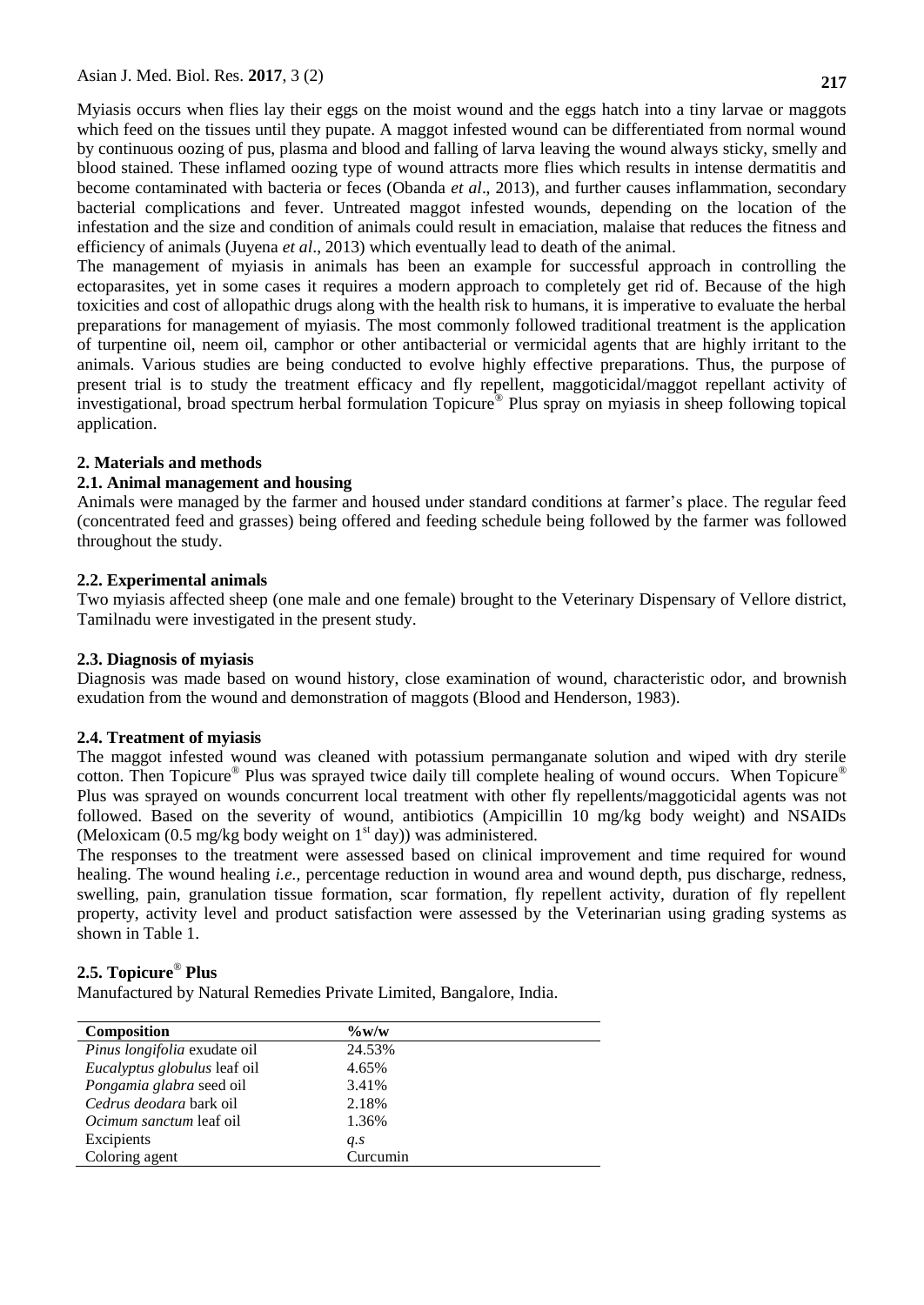Myiasis occurs when flies lay their eggs on the moist wound and the eggs hatch into a tiny larvae or maggots which feed on the tissues until they pupate. A maggot infested wound can be differentiated from normal wound by continuous oozing of pus, plasma and blood and falling of larva leaving the wound always sticky, smelly and blood stained. These inflamed oozing type of wound attracts more flies which results in intense dermatitis and become contaminated with bacteria or feces (Obanda *et al*., 2013), and further causes inflammation, secondary bacterial complications and fever. Untreated maggot infested wounds, depending on the location of the infestation and the size and condition of animals could result in emaciation, malaise that reduces the fitness and efficiency of animals (Juyena *et al*., 2013) which eventually lead to death of the animal.

The management of myiasis in animals has been an example for successful approach in controlling the ectoparasites, yet in some cases it requires a modern approach to completely get rid of. Because of the high toxicities and cost of allopathic drugs along with the health risk to humans, it is imperative to evaluate the herbal preparations for management of myiasis. The most commonly followed traditional treatment is the application of turpentine oil, neem oil, camphor or other antibacterial or vermicidal agents that are highly irritant to the animals. Various studies are being conducted to evolve highly effective preparations. Thus, the purpose of present trial is to study the treatment efficacy and fly repellent, maggoticidal/maggot repellant activity of investigational, broad spectrum herbal formulation Topicure® Plus spray on myiasis in sheep following topical application.

## 2. Materials and methods

### 2.1. Animal management and housing

Animals were managed by the farmer and housed under standard conditions at farmer's place. The regular feed (concentrated feed and grasses) being offered and feeding schedule being followed by the farmer was followed throughout the study.

### 2.2. Experimental animals

Two myiasis affected sheep (one male and one female) brought to the Veterinary Dispensary of Vellore district, Tamilnadu were investigated in the present study.

### 2.3. Diagnosis of myiasis

Diagnosis was made based on wound history, close examination of wound, characteristic odor, and brownish exudation from the wound and demonstration of maggots (Blood and Henderson, 1983).

### 2.4. Treatment of myiasis

The maggot infested wound was cleaned with potassium permanganate solution and wiped with dry sterile cotton. Then Topicure® Plus was sprayed twice daily till complete healing of wound occurs. When Topicure® Plus was sprayed on wounds concurrent local treatment with other fly repellents/maggoticidal agents was not followed. Based on the severity of wound, antibiotics (Ampicillin 10 mg/kg body weight) and NSAIDs (Meloxicam (0.5 mg/kg body weight on 1st day)) was administered.

The responses to the treatment were assessed based on clinical improvement and time required for wound healing. The wound healing *i.e.,* percentage reduction in wound area and wound depth, pus discharge, redness, swelling, pain, granulation tissue formation, scar formation, fly repellent activity, duration of fly repellent property, activity level and product satisfaction were assessed by the Veterinarian using grading systems as shown in Table 1.

### 2.5. Topicure® Plus

Manufactured by Natural Remedies Private Limited, Bangalore, India.

| Composition | %w/w |
|---|---|
| *Pinus longifolia* exudate oil | 24.53% |
| *Eucalyptus globulus* leaf oil | 4.65% |
| *Pongamia glabra* seed oil | 3.41% |
| *Cedrus deodara* bark oil | 2.18% |
| *Ocimum sanctum* leaf oil | 1.36% |
| Excipients | *q.s* |
| Coloring agent | Curcumin |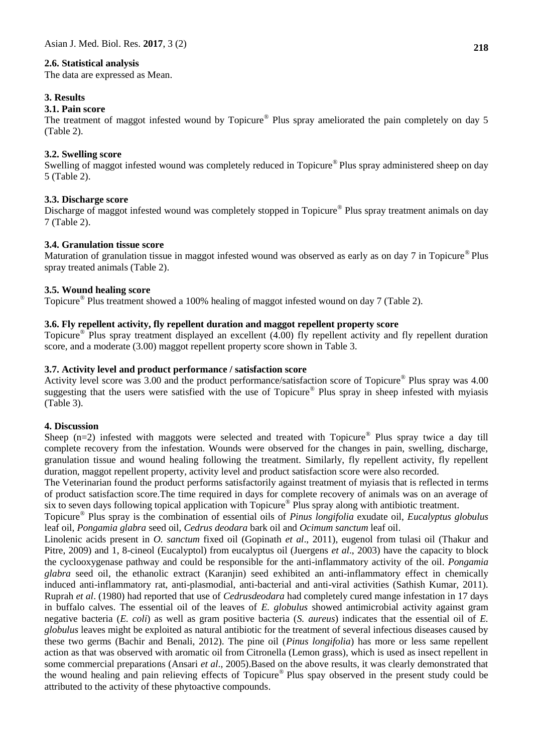### 2.6. Statistical analysis

The data are expressed as Mean.

## 3. Results

### 3.1. Pain score

The treatment of maggot infested wound by Topicure® Plus spray ameliorated the pain completely on day 5 (Table 2).

### 3.2. Swelling score

Swelling of maggot infested wound was completely reduced in Topicure® Plus spray administered sheep on day 5 (Table 2).

### 3.3. Discharge score

Discharge of maggot infested wound was completely stopped in Topicure® Plus spray treatment animals on day 7 (Table 2).

### 3.4. Granulation tissue score

Maturation of granulation tissue in maggot infested wound was observed as early as on day 7 in Topicure® Plus spray treated animals (Table 2).

### 3.5. Wound healing score

Topicure® Plus treatment showed a 100% healing of maggot infested wound on day 7 (Table 2).

### 3.6. Fly repellent activity, fly repellent duration and maggot repellent property score

Topicure® Plus spray treatment displayed an excellent (4.00) fly repellent activity and fly repellent duration score, and a moderate (3.00) maggot repellent property score shown in Table 3.

### 3.7. Activity level and product performance / satisfaction score

Activity level score was 3.00 and the product performance/satisfaction score of Topicure® Plus spray was 4.00 suggesting that the users were satisfied with the use of Topicure® Plus spray in sheep infested with myiasis (Table 3).

## 4. Discussion

Sheep (n=2) infested with maggots were selected and treated with Topicure® Plus spray twice a day till complete recovery from the infestation. Wounds were observed for the changes in pain, swelling, discharge, granulation tissue and wound healing following the treatment. Similarly, fly repellent activity, fly repellent duration, maggot repellent property, activity level and product satisfaction score were also recorded.

The Veterinarian found the product performs satisfactorily against treatment of myiasis that is reflected in terms of product satisfaction score.The time required in days for complete recovery of animals was on an average of six to seven days following topical application with Topicure® Plus spray along with antibiotic treatment.

Topicure® Plus spray is the combination of essential oils of *Pinus longifolia* exudate oil, *Eucalyptus globulus* leaf oil, *Pongamia glabra* seed oil, *Cedrus deodara* bark oil and *Ocimum sanctum* leaf oil.

Linolenic acids present in *O. sanctum* fixed oil (Gopinath *et al*., 2011), eugenol from tulasi oil (Thakur and Pitre, 2009) and 1, 8-cineol (Eucalyptol) from eucalyptus oil (Juergens *et al*., 2003) have the capacity to block the cyclooxygenase pathway and could be responsible for the anti-inflammatory activity of the oil. *Pongamia glabra* seed oil, the ethanolic extract (Karanjin) seed exhibited an anti-inflammatory effect in chemically induced anti-inflammatory rat, anti-plasmodial, anti-bacterial and anti-viral activities (Sathish Kumar, 2011). Ruprah *et al*. (1980) had reported that use of *Cedrusdeodara* had completely cured mange infestation in 17 days in buffalo calves. The essential oil of the leaves of *E. globulus* showed antimicrobial activity against gram negative bacteria (*E. coli*) as well as gram positive bacteria (*S. aureus*) indicates that the essential oil of *E. globulus* leaves might be exploited as natural antibiotic for the treatment of several infectious diseases caused by these two germs (Bachir and Benali, 2012). The pine oil (*Pinus longifolia*) has more or less same repellent action as that was observed with aromatic oil from Citronella (Lemon grass), which is used as insect repellent in some commercial preparations (Ansari *et al*., 2005).Based on the above results, it was clearly demonstrated that the wound healing and pain relieving effects of Topicure® Plus spay observed in the present study could be attributed to the activity of these phytoactive compounds.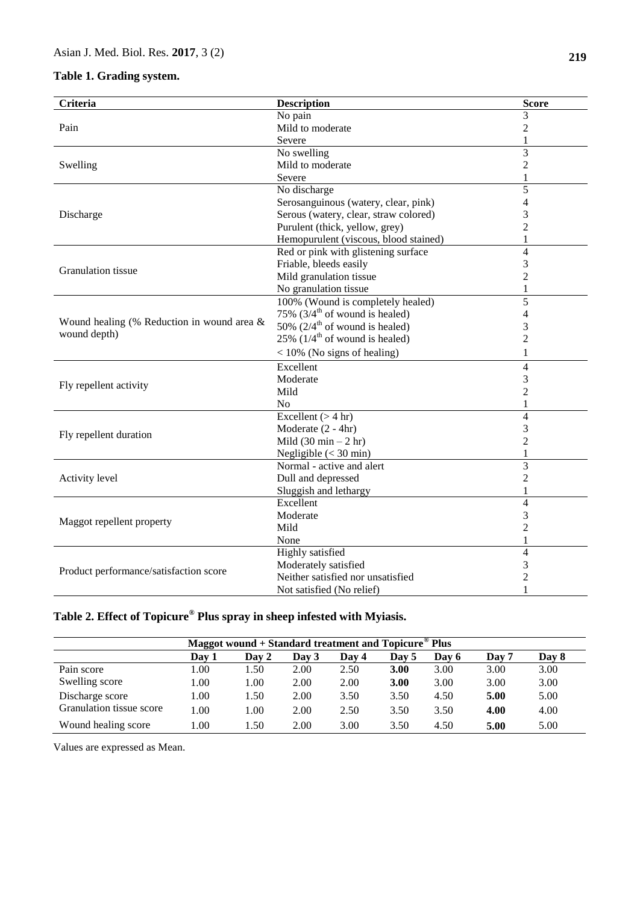**Table 1. Grading system.**

| Criteria | Description | Score |
|---|---|---|
| Pain | No pain | 3 |
| | Mild to moderate | 2 |
| | Severe | 1 |
| Swelling | No swelling | 3 |
| | Mild to moderate | 2 |
| | Severe | 1 |
| Discharge | No discharge | 5 |
| | Serosanguinous (watery, clear, pink) | 4 |
| | Serous (watery, clear, straw colored) | 3 |
| | Purulent (thick, yellow, grey) | 2 |
| | Hemopurulent (viscous, blood stained) | 1 |
| Granulation tissue | Red or pink with glistening surface | 4 |
| | Friable, bleeds easily | 3 |
| | Mild granulation tissue | 2 |
| | No granulation tissue | 1 |
| Wound healing (% Reduction in wound area & wound depth) | 100% (Wound is completely healed) | 5 |
| | 75% ($3/4^{th}$ of wound is healed) | 4 |
| | 50% ($2/4^{th}$ of wound is healed) | 3 |
| | 25% ($1/4^{th}$ of wound is healed) | 2 |
| | < 10% (No signs of healing) | 1 |
| Fly repellent activity | Excellent | 4 |
| | Moderate | 3 |
| | Mild | 2 |
| | No | 1 |
| Fly repellent duration | Excellent (> 4 hr) | 4 |
| | Moderate (2 - 4hr) | 3 |
| | Mild (30 min – 2 hr) | 2 |
| | Negligible (< 30 min) | 1 |
| Activity level | Normal - active and alert | 3 |
| | Dull and depressed | 2 |
| | Sluggish and lethargy | 1 |
| Maggot repellent property | Excellent | 4 |
| | Moderate | 3 |
| | Mild | 2 |
| | None | 1 |
| Product performance/satisfaction score | Highly satisfied | 4 |
| | Moderately satisfied | 3 |
| | Neither satisfied nor unsatisfied | 2 |
| | Not satisfied (No relief) | 1 |

**Table 2. Effect of Topicure® Plus spray in sheep infested with Myiasis.**

| | Maggot wound + Standard treatment and Topicure® Plus | | | | | | | |
|---|---|---|---|---|---|---|---|---|
| | Day 1 | Day 2 | Day 3 | Day 4 | Day 5 | Day 6 | Day 7 | Day 8 |
| Pain score | 1.00 | 1.50 | 2.00 | 2.50 | **3.00** | 3.00 | 3.00 | 3.00 |
| Swelling score | 1.00 | 1.00 | 2.00 | 2.00 | **3.00** | 3.00 | 3.00 | 3.00 |
| Discharge score | 1.00 | 1.50 | 2.00 | 3.50 | 3.50 | 4.50 | **5.00** | 5.00 |
| Granulation tissue score | 1.00 | 1.00 | 2.00 | 2.50 | 3.50 | 3.50 | **4.00** | 4.00 |
| Wound healing score | 1.00 | 1.50 | 2.00 | 3.00 | 3.50 | 4.50 | **5.00** | 5.00 |

Values are expressed as Mean.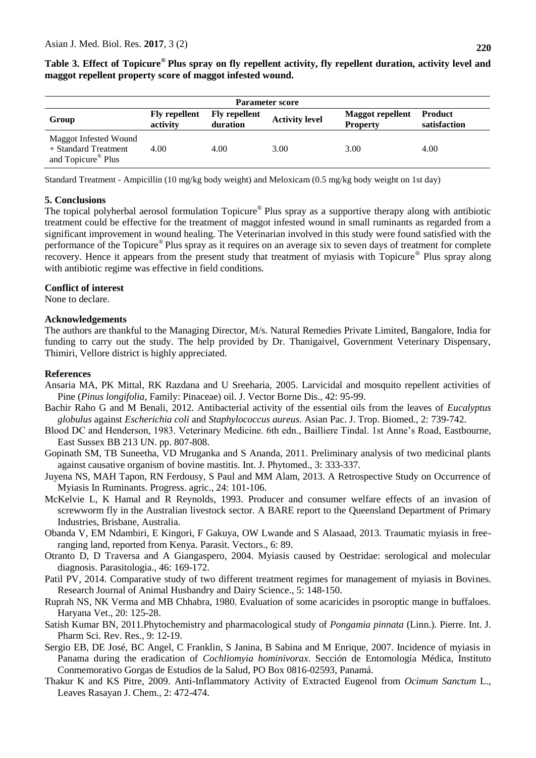**Table 3. Effect of Topicure® Plus spray on fly repellent activity, fly repellent duration, activity level and maggot repellent property score of maggot infested wound.**

| | Parameter score | | | | |
|---|---|---|---|---|---|
| **Group** | **Fly repellent activity** | **Fly repellent duration** | **Activity level** | **Maggot repellent Property** | **Product satisfaction** |
| Maggot Infested Wound + Standard Treatment and Topicure® Plus | 4.00 | 4.00 | 3.00 | 3.00 | 4.00 |

Standard Treatment - Ampicillin (10 mg/kg body weight) and Meloxicam (0.5 mg/kg body weight on 1st day)

## 5. Conclusions

The topical polyherbal aerosol formulation Topicure® Plus spray as a supportive therapy along with antibiotic treatment could be effective for the treatment of maggot infested wound in small ruminants as regarded from a significant improvement in wound healing. The Veterinarian involved in this study were found satisfied with the performance of the Topicure® Plus spray as it requires on an average six to seven days of treatment for complete recovery. Hence it appears from the present study that treatment of myiasis with Topicure® Plus spray along with antibiotic regime was effective in field conditions.

## Conflict of interest

None to declare.

## Acknowledgements

The authors are thankful to the Managing Director, M/s. Natural Remedies Private Limited, Bangalore, India for funding to carry out the study. The help provided by Dr. Thanigaivel, Government Veterinary Dispensary, Thimiri, Vellore district is highly appreciated.

## References

Ansaria MA, PK Mittal, RK Razdana and U Sreeharia, 2005. Larvicidal and mosquito repellent activities of Pine (*Pinus longifolia*, Family: Pinaceae) oil. J. Vector Borne Dis., 42: 95-99.

Bachir Raho G and M Benali, 2012. Antibacterial activity of the essential oils from the leaves of *Eucalyptus globulus* against *Escherichia coli* and *Staphylococcus aureus*. Asian Pac. J. Trop. Biomed., 2: 739-742.

Blood DC and Henderson, 1983. Veterinary Medicine. 6th edn., Bailliere Tindal. 1st Anne's Road, Eastbourne, East Sussex BB 213 UN. pp. 807-808.

Gopinath SM, TB Suneetha, VD Mruganka and S Ananda, 2011. Preliminary analysis of two medicinal plants against causative organism of bovine mastitis. Int. J. Phytomed., 3: 333-337.

Juyena NS, MAH Tapon, RN Ferdousy, S Paul and MM Alam, 2013. A Retrospective Study on Occurrence of Myiasis In Ruminants. Progress. agric., 24: 101-106.

McKelvie L, K Hamal and R Reynolds, 1993. Producer and consumer welfare effects of an invasion of screwworm fly in the Australian livestock sector. A BARE report to the Queensland Department of Primary Industries, Brisbane, Australia.

Obanda V, EM Ndambiri, E Kingori, F Gakuya, OW Lwande and S Alasaad, 2013. Traumatic myiasis in free-ranging land, reported from Kenya. Parasit. Vectors., 6: 89.

Otranto D, D Traversa and A Giangaspero, 2004. Myiasis caused by Oestridae: serological and molecular diagnosis. Parasitologia., 46: 169-172.

Patil PV, 2014. Comparative study of two different treatment regimes for management of myiasis in Bovines. Research Journal of Animal Husbandry and Dairy Science., 5: 148-150.

Ruprah NS, NK Verma and MB Chhabra, 1980. Evaluation of some acaricides in psoroptic mange in buffaloes. Haryana Vet., 20: 125-28.

Satish Kumar BN, 2011.Phytochemistry and pharmacological study of *Pongamia pinnata* (Linn.). Pierre. Int. J. Pharm Sci. Rev. Res., 9: 12-19.

Sergio EB, DE José, BC Angel, C Franklin, S Janina, B Sabina and M Enrique, 2007. Incidence of myiasis in Panama during the eradication of *Cochliomyia hominivorax*. Sección de Entomología Médica, Instituto Conmemorativo Gorgas de Estudios de la Salud, PO Box 0816-02593, Panamá.

Thakur K and KS Pitre, 2009. Anti-Inflammatory Activity of Extracted Eugenol from *Ocimum Sanctum* L., Leaves Rasayan J. Chem., 2: 472-474.